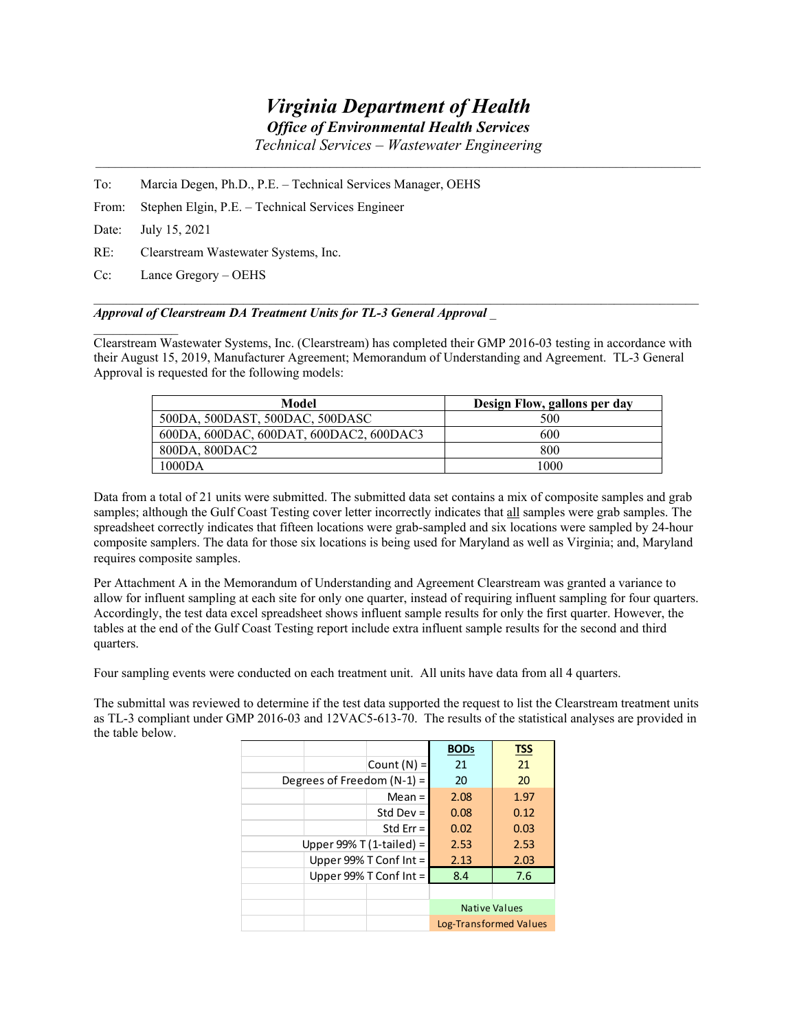# *Virginia Department of Health*

## *Office of Environmental Health Services*

*Technical Services – Wastewater Engineering*

---

To: Marcia Degen, Ph.D., P.E. – Technical Services Manager, OEHS

From: Stephen Elgin, P.E. – Technical Services Engineer

Date: July 15, 2021

RE: Clearstream Wastewater Systems, Inc.

Cc: Lance Gregory – OEHS

---

***Approval of Clearstream DA Treatment Units for TL-3 General Approval***

Clearstream Wastewater Systems, Inc. (Clearstream) has completed their GMP 2016-03 testing in accordance with their August 15, 2019, Manufacturer Agreement; Memorandum of Understanding and Agreement. TL-3 General Approval is requested for the following models:

| Model | Design Flow, gallons per day |
|---|---|
| 500DA, 500DAST, 500DAC, 500DASC | 500 |
| 600DA, 600DAC, 600DAT, 600DAC2, 600DAC3 | 600 |
| 800DA, 800DAC2 | 800 |
| 1000DA | 1000 |

Data from a total of 21 units were submitted. The submitted data set contains a mix of composite samples and grab samples; although the Gulf Coast Testing cover letter incorrectly indicates that all samples were grab samples. The spreadsheet correctly indicates that fifteen locations were grab-sampled and six locations were sampled by 24-hour composite samplers. The data for those six locations is being used for Maryland as well as Virginia; and, Maryland requires composite samples.

Per Attachment A in the Memorandum of Understanding and Agreement Clearstream was granted a variance to allow for influent sampling at each site for only one quarter, instead of requiring influent sampling for four quarters. Accordingly, the test data excel spreadsheet shows influent sample results for only the first quarter. However, the tables at the end of the Gulf Coast Testing report include extra influent sample results for the second and third quarters.

Four sampling events were conducted on each treatment unit. All units have data from all 4 quarters.

The submittal was reviewed to determine if the test data supported the request to list the Clearstream treatment units as TL-3 compliant under GMP 2016-03 and 12VAC5-613-70. The results of the statistical analyses are provided in the table below.

| | $BOD_5$ | TSS |
|---|---|---|
| Count (N) = | 21 | 21 |
| Degrees of Freedom (N-1) = | 20 | 20 |
| Mean = | 2.08 | 1.97 |
| Std Dev = | 0.08 | 0.12 |
| Std Err = | 0.02 | 0.03 |
| Upper 99% T (1-tailed) = | 2.53 | 2.53 |
| Upper 99% T Conf Int = | 2.13 | 2.03 |
| Upper 99% T Conf Int = | 8.4 | 7.6 |
| | Native Values | |
| | Log-Transformed Values | |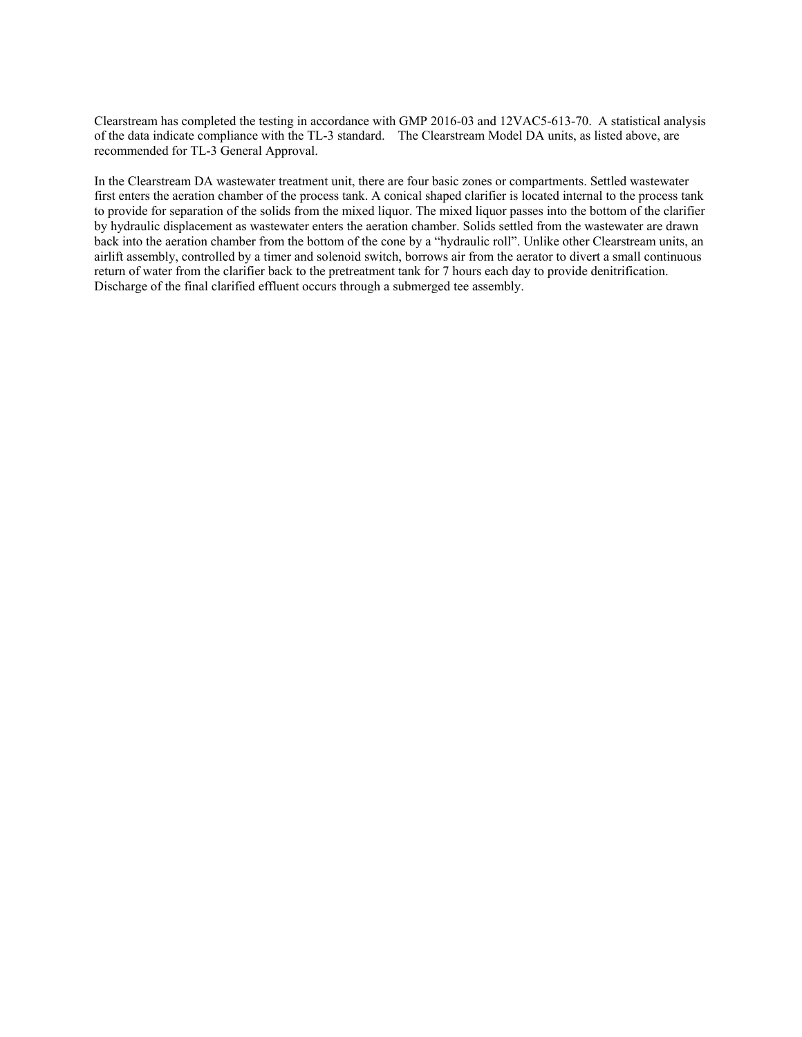Clearstream has completed the testing in accordance with GMP 2016-03 and 12VAC5-613-70. A statistical analysis of the data indicate compliance with the TL-3 standard. The Clearstream Model DA units, as listed above, are recommended for TL-3 General Approval.

In the Clearstream DA wastewater treatment unit, there are four basic zones or compartments. Settled wastewater first enters the aeration chamber of the process tank. A conical shaped clarifier is located internal to the process tank to provide for separation of the solids from the mixed liquor. The mixed liquor passes into the bottom of the clarifier by hydraulic displacement as wastewater enters the aeration chamber. Solids settled from the wastewater are drawn back into the aeration chamber from the bottom of the cone by a "hydraulic roll". Unlike other Clearstream units, an airlift assembly, controlled by a timer and solenoid switch, borrows air from the aerator to divert a small continuous return of water from the clarifier back to the pretreatment tank for 7 hours each day to provide denitrification. Discharge of the final clarified effluent occurs through a submerged tee assembly.